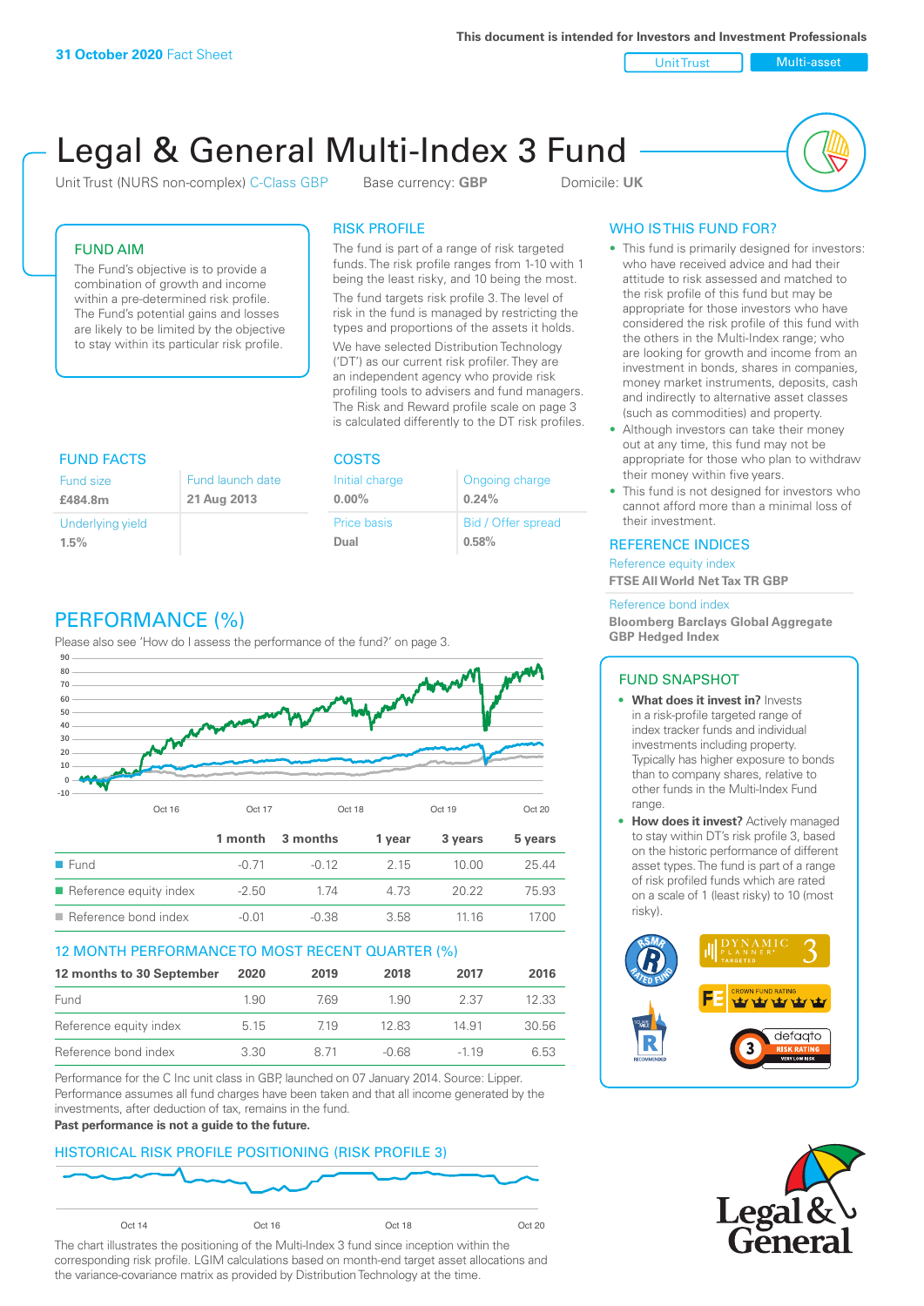**31 October 2020** Fact Sheet

This document is intended for Investors and Investment Professionals

Unit Trust | Multi-asset

# Legal & General Multi-Index 3 Fund

Unit Trust (NURS non-complex) C-Class GBP    Base currency: **GBP**    Domicile: **UK**

## FUND AIM

The Fund's objective is to provide a combination of growth and income within a pre-determined risk profile. The Fund's potential gains and losses are likely to be limited by the objective to stay within its particular risk profile.

## RISK PROFILE

The fund is part of a range of risk targeted funds. The risk profile ranges from 1-10 with 1 being the least risky, and 10 being the most.

The fund targets risk profile 3. The level of risk in the fund is managed by restricting the types and proportions of the assets it holds.

We have selected Distribution Technology ('DT') as our current risk profiler. They are an independent agency who provide risk profiling tools to advisers and fund managers. The Risk and Reward profile scale on page 3 is calculated differently to the DT risk profiles.

## WHO IS THIS FUND FOR?

- This fund is primarily designed for investors: who have received advice and had their attitude to risk assessed and matched to the risk profile of this fund but may be appropriate for those investors who have considered the risk profile of this fund with the others in the Multi-Index range; who are looking for growth and income from an investment in bonds, shares in companies, money market instruments, deposits, cash and indirectly to alternative asset classes (such as commodities) and property.
- Although investors can take their money out at any time, this fund may not be appropriate for those who plan to withdraw their money within five years.
- This fund is not designed for investors who cannot afford more than a minimal loss of their investment.

## FUND FACTS

| Fund size | Fund launch date |
|---|---|
| **£484.8m** | **21 Aug 2013** |
| Underlying yield | |
| **1.5%** | |

## COSTS

| Initial charge | Ongoing charge |
|---|---|
| **0.00%** | **0.24%** |
| Price basis | Bid / Offer spread |
| **Dual** | **0.58%** |

## REFERENCE INDICES

Reference equity index
**FTSE All World Net Tax TR GBP**

Reference bond index
**Bloomberg Barclays Global Aggregate GBP Hedged Index**

## PERFORMANCE (%)

Please also see 'How do I assess the performance of the fund?' on page 3.

90
80
70
60
50
40
30
20
10
0
-10
Oct 16
Oct 17
Oct 18
Oct 19
Oct 20

| | 1 month | 3 months | 1 year | 3 years | 5 years |
|---|---|---|---|---|---|
| Fund | -0.71 | -0.12 | 2.15 | 10.00 | 25.44 |
| Reference equity index | -2.50 | 1.74 | 4.73 | 20.22 | 75.93 |
| Reference bond index | -0.01 | -0.38 | 3.58 | 11.16 | 17.00 |

## 12 MONTH PERFORMANCE TO MOST RECENT QUARTER (%)

| 12 months to 30 September | 2020 | 2019 | 2018 | 2017 | 2016 |
|---|---|---|---|---|---|
| Fund | 1.90 | 7.69 | 1.90 | 2.37 | 12.33 |
| Reference equity index | 5.15 | 7.19 | 12.83 | 14.91 | 30.56 |
| Reference bond index | 3.30 | 8.71 | -0.68 | -1.19 | 6.53 |

Performance for the C Inc unit class in GBP, launched on 07 January 2014. Source: Lipper. Performance assumes all fund charges have been taken and that all income generated by the investments, after deduction of tax, remains in the fund.

**Past performance is not a guide to the future.**

## HISTORICAL RISK PROFILE POSITIONING (RISK PROFILE 3)

Oct 14
Oct 16
Oct 18
Oct 20

The chart illustrates the positioning of the Multi-Index 3 fund since inception within the corresponding risk profile. LGIM calculations based on month-end target asset allocations and the variance-covariance matrix as provided by Distribution Technology at the time.

## FUND SNAPSHOT

- **What does it invest in?** Invests in a risk-profile targeted range of index tracker funds and individual investments including property. Typically has higher exposure to bonds than to company shares, relative to other funds in the Multi-Index Fund range.
- **How does it invest?** Actively managed to stay within DT's risk profile 3, based on the historic performance of different asset types. The fund is part of a range of risk profiled funds which are rated on a scale of 1 (least risky) to 10 (most risky).

RSMR RATED FUND
DYNAMIC PLANNER TARGETED 3
FE CROWN FUND RATING
SQUARE MILE RECOMMENDED
defaqto RISK RATING 3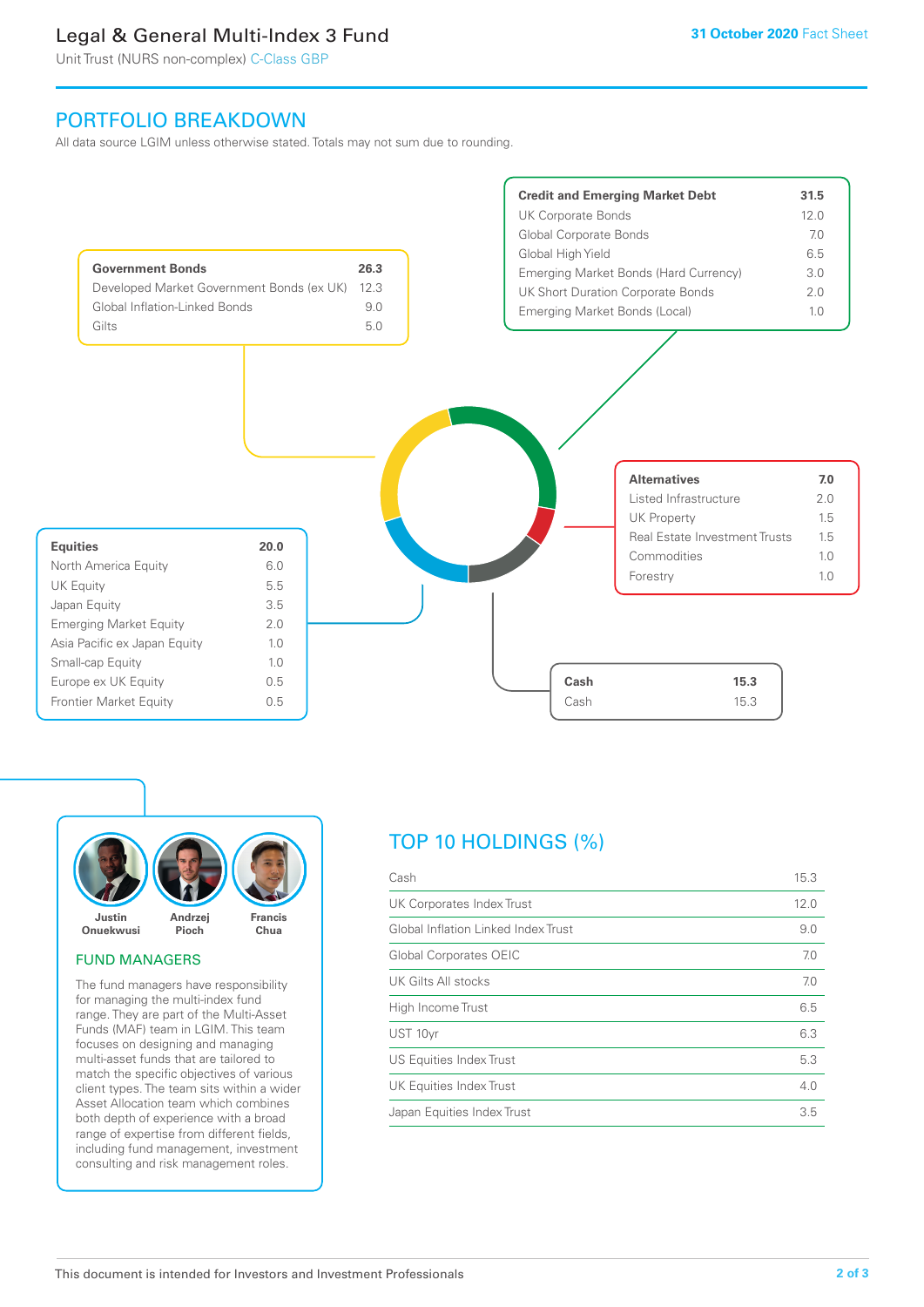# Legal & General Multi-Index 3 Fund

Unit Trust (NURS non-complex) C-Class GBP

31 October 2020 Fact Sheet

## PORTFOLIO BREAKDOWN

All data source LGIM unless otherwise stated. Totals may not sum due to rounding.

| **Government Bonds** | **26.3** |
|---|---|
| Developed Market Government Bonds (ex UK) | 12.3 |
| Global Inflation-Linked Bonds | 9.0 |
| Gilts | 5.0 |

| **Credit and Emerging Market Debt** | **31.5** |
|---|---|
| UK Corporate Bonds | 12.0 |
| Global Corporate Bonds | 7.0 |
| Global High Yield | 6.5 |
| Emerging Market Bonds (Hard Currency) | 3.0 |
| UK Short Duration Corporate Bonds | 2.0 |
| Emerging Market Bonds (Local) | 1.0 |

| **Alternatives** | **7.0** |
|---|---|
| Listed Infrastructure | 2.0 |
| UK Property | 1.5 |
| Real Estate Investment Trusts | 1.5 |
| Commodities | 1.0 |
| Forestry | 1.0 |

| **Equities** | **20.0** |
|---|---|
| North America Equity | 6.0 |
| UK Equity | 5.5 |
| Japan Equity | 3.5 |
| Emerging Market Equity | 2.0 |
| Asia Pacific ex Japan Equity | 1.0 |
| Small-cap Equity | 1.0 |
| Europe ex UK Equity | 0.5 |
| Frontier Market Equity | 0.5 |

| **Cash** | **15.3** |
|---|---|
| Cash | 15.3 |

Justin Onuekwusi
Andrzej Pioch
Francis Chua

### FUND MANAGERS

The fund managers have responsibility for managing the multi-index fund range. They are part of the Multi-Asset Funds (MAF) team in LGIM. This team focuses on designing and managing multi-asset funds that are tailored to match the specific objectives of various client types. The team sits within a wider Asset Allocation team which combines both depth of experience with a broad range of expertise from different fields, including fund management, investment consulting and risk management roles.

## TOP 10 HOLDINGS (%)

| | |
|---|---|
| Cash | 15.3 |
| UK Corporates Index Trust | 12.0 |
| Global Inflation Linked Index Trust | 9.0 |
| Global Corporates OEIC | 7.0 |
| UK Gilts All stocks | 7.0 |
| High Income Trust | 6.5 |
| UST 10yr | 6.3 |
| US Equities Index Trust | 5.3 |
| UK Equities Index Trust | 4.0 |
| Japan Equities Index Trust | 3.5 |

This document is intended for Investors and Investment Professionals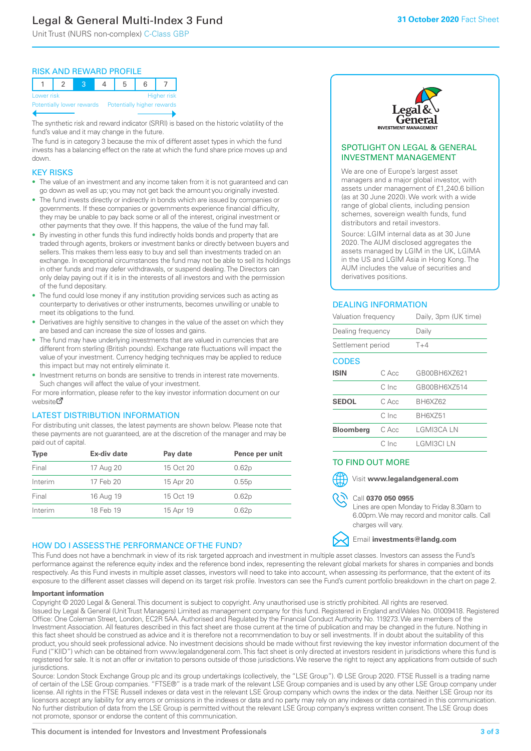# Legal & General Multi-Index 3 Fund

Unit Trust (NURS non-complex) C-Class GBP

**31 October 2020** Fact Sheet

## RISK AND REWARD PROFILE

| 1 | 2 | 3 | 4 | 5 | 6 | 7 |
|---|---|---|---|---|---|---|

Lower risk — Higher risk

Potentially lower rewards — Potentially higher rewards

The synthetic risk and reward indicator (SRRI) is based on the historic volatility of the fund's value and it may change in the future.

The fund is in category 3 because the mix of different asset types in which the fund invests has a balancing effect on the rate at which the fund share price moves up and down.

## KEY RISKS

- The value of an investment and any income taken from it is not guaranteed and can go down as well as up; you may not get back the amount you originally invested.
- The fund invests directly or indirectly in bonds which are issued by companies or governments. If these companies or governments experience financial difficulty, they may be unable to pay back some or all of the interest, original investment or other payments that they owe. If this happens, the value of the fund may fall.
- By investing in other funds this fund indirectly holds bonds and property that are traded through agents, brokers or investment banks or directly between buyers and sellers. This makes them less easy to buy and sell than investments traded on an exchange. In exceptional circumstances the fund may not be able to sell its holdings in other funds and may defer withdrawals, or suspend dealing. The Directors can only delay paying out if it is in the interests of all investors and with the permission of the fund depositary.
- The fund could lose money if any institution providing services such as acting as counterparty to derivatives or other instruments, becomes unwilling or unable to meet its obligations to the fund.
- Derivatives are highly sensitive to changes in the value of the asset on which they are based and can increase the size of losses and gains.
- The fund may have underlying investments that are valued in currencies that are different from sterling (British pounds). Exchange rate fluctuations will impact the value of your investment. Currency hedging techniques may be applied to reduce this impact but may not entirely eliminate it.
- Investment returns on bonds are sensitive to trends in interest rate movements. Such changes will affect the value of your investment.

For more information, please refer to the key investor information document on our website

## LATEST DISTRIBUTION INFORMATION

For distributing unit classes, the latest payments are shown below. Please note that these payments are not guaranteed, are at the discretion of the manager and may be paid out of capital.

| Type | Ex-div date | Pay date | Pence per unit |
|---|---|---|---|
| Final | 17 Aug 20 | 15 Oct 20 | 0.62p |
| Interim | 17 Feb 20 | 15 Apr 20 | 0.55p |
| Final | 16 Aug 19 | 15 Oct 19 | 0.62p |
| Interim | 18 Feb 19 | 15 Apr 19 | 0.62p |

## SPOTLIGHT ON LEGAL & GENERAL INVESTMENT MANAGEMENT

We are one of Europe's largest asset managers and a major global investor, with assets under management of £1,240.6 billion (as at 30 June 2020). We work with a wide range of global clients, including pension schemes, sovereign wealth funds, fund distributors and retail investors.

Source: LGIM internal data as at 30 June 2020. The AUM disclosed aggregates the assets managed by LGIM in the UK, LGIMA in the US and LGIM Asia in Hong Kong. The AUM includes the value of securities and derivatives positions.

## DEALING INFORMATION

| | |
|---|---|
| Valuation frequency | Daily, 3pm (UK time) |
| Dealing frequency | Daily |
| Settlement period | T+4 |

## CODES

| | | |
|---|---|---|
| **ISIN** | C Acc | GB00BH6XZ621 |
| | C Inc | GB00BH6XZ514 |
| **SEDOL** | C Acc | BH6XZ62 |
| | C Inc | BH6XZ51 |
| **Bloomberg** | C Acc | LGMI3CA LN |
| | C Inc | LGMI3CI LN |

## TO FIND OUT MORE

Visit **www.legalandgeneral.com**

Call **0370 050 0955**
Lines are open Monday to Friday 8.30am to 6.00pm. We may record and monitor calls. Call charges will vary.

Email **investments@landg.com**

## HOW DO I ASSESS THE PERFORMANCE OF THE FUND?

This Fund does not have a benchmark in view of its risk targeted approach and investment in multiple asset classes. Investors can assess the Fund's performance against the reference equity index and the reference bond index, representing the relevant global markets for shares in companies and bonds respectively. As this Fund invests in multiple asset classes, investors will need to take into account, when assessing its performance, that the extent of its exposure to the different asset classes will depend on its target risk profile. Investors can see the Fund's current portfolio breakdown in the chart on page 2.

**Important information**

Copyright © 2020 Legal & General. This document is subject to copyright. Any unauthorised use is strictly prohibited. All rights are reserved.

Issued by Legal & General (Unit Trust Managers) Limited as management company for this fund. Registered in England and Wales No. 01009418. Registered Office: One Coleman Street, London, EC2R 5AA. Authorised and Regulated by the Financial Conduct Authority No. 119273. We are members of the Investment Association. All features described in this fact sheet are those current at the time of publication and may be changed in the future. Nothing in this fact sheet should be construed as advice and it is therefore not a recommendation to buy or sell investments. If in doubt about the suitability of this product, you should seek professional advice. No investment decisions should be made without first reviewing the key investor information document of the Fund ("KIID") which can be obtained from www.legalandgeneral.com. This fact sheet is only directed at investors resident in jurisdictions where this fund is registered for sale. It is not an offer or invitation to persons outside of those jurisdictions. We reserve the right to reject any applications from outside of such jurisdictions.

Source: London Stock Exchange Group plc and its group undertakings (collectively, the "LSE Group"). © LSE Group 2020. FTSE Russell is a trading name of certain of the LSE Group companies. "FTSE®" is a trade mark of the relevant LSE Group companies and is used by any other LSE Group company under license. All rights in the FTSE Russell indexes or data vest in the relevant LSE Group company which owns the index or the data. Neither LSE Group nor its licensors accept any liability for any errors or omissions in the indexes or data and no party may rely on any indexes or data contained in this communication. No further distribution of data from the LSE Group is permitted without the relevant LSE Group company's express written consent. The LSE Group does not promote, sponsor or endorse the content of this communication.

This document is intended for Investors and Investment Professionals